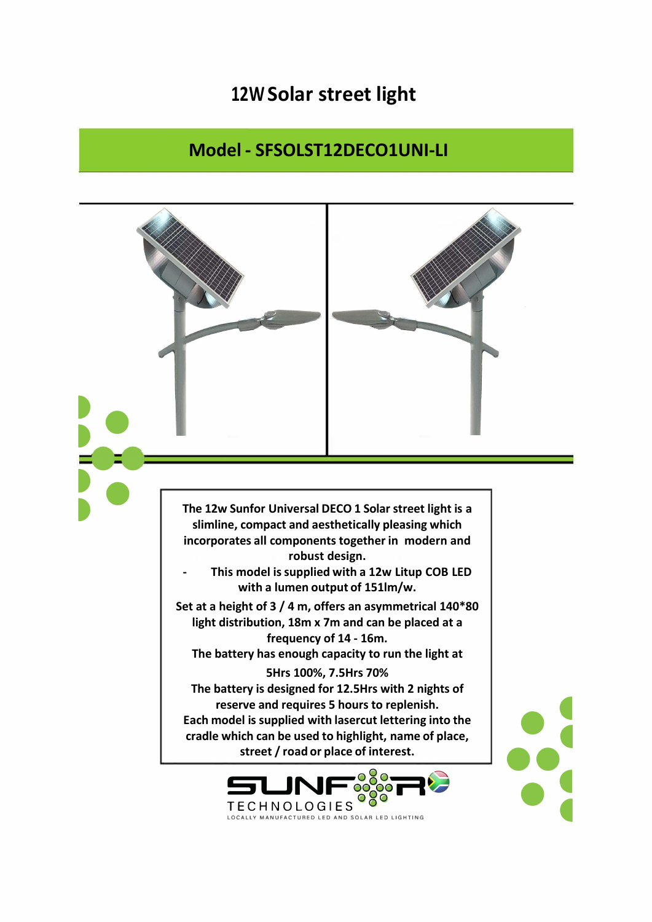# 12W Solar street light

## Model - SFSOLST12DECO1UNI-LI

The 12w Sunfor Universal DECO 1 Solar street light is a slimline, compact and aesthetically pleasing which incorporates all components together in modern and robust design.

- This model is supplied with a 12w Litup COB LED with a lumen output of 151lm/w.

Set at a height of 3 / 4 m, offers an asymmetrical 140*80 light distribution, 18m x 7m and can be placed at a frequency of 14 - 16m.

The battery has enough capacity to run the light at 5Hrs 100%, 7.5Hrs 70%

The battery is designed for 12.5Hrs with 2 nights of reserve and requires 5 hours to replenish.

Each model is supplied with lasercut lettering into the cradle which can be used to highlight, name of place, street / road or place of interest.

SUNFOR TECHNOLOGIES

LOCALLY MANUFACTURED LED AND SOLAR LED LIGHTING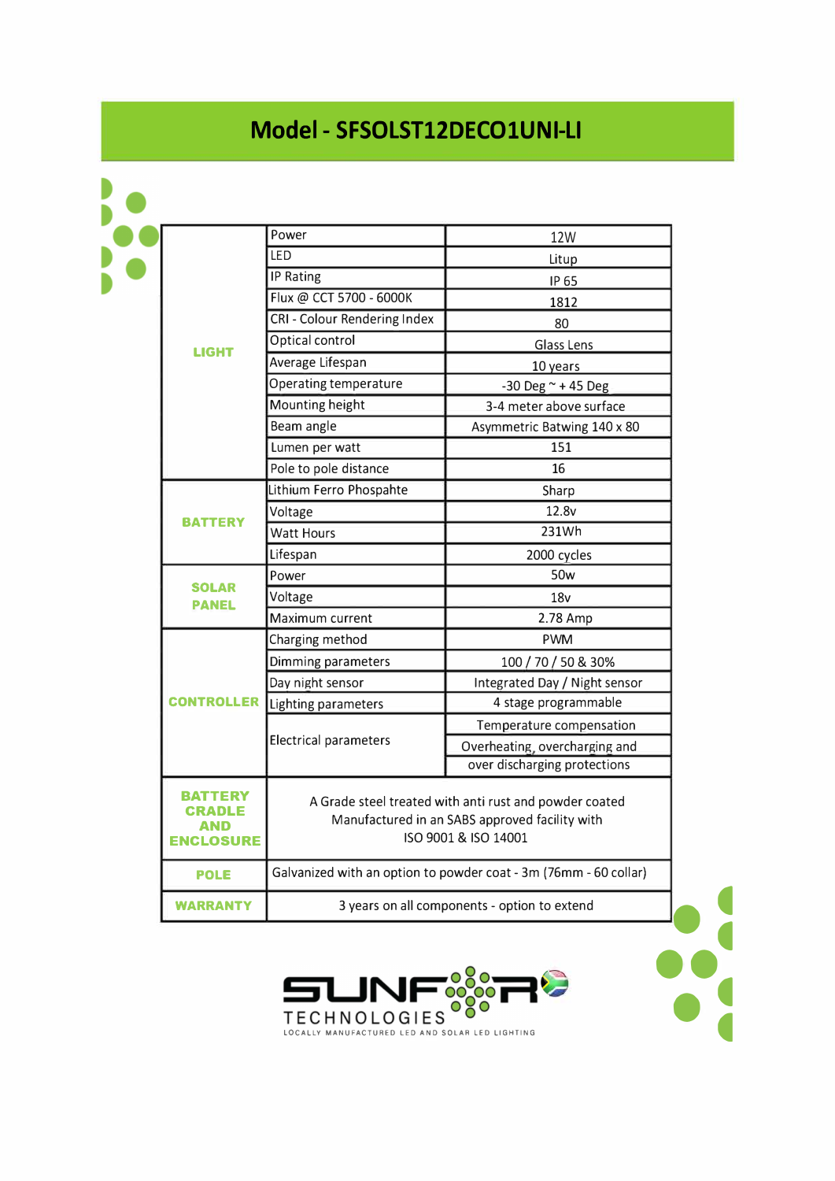# Model - SFSOLST12DECO1UNI-LI

| | | |
|---|---|---|
| **LIGHT** | Power | 12W |
| | LED | Litup |
| | IP Rating | IP 65 |
| | Flux @ CCT 5700 - 6000K | 1812 |
| | CRI - Colour Rendering Index | 80 |
| | Optical control | Glass Lens |
| | Average Lifespan | 10 years |
| | Operating temperature | -30 Deg ~ + 45 Deg |
| | Mounting height | 3-4 meter above surface |
| | Beam angle | Asymmetric Batwing 140 x 80 |
| | Lumen per watt | 151 |
| | Pole to pole distance | 16 |
| **BATTERY** | Lithium Ferro Phospahte | Sharp |
| | Voltage | 12.8v |
| | Watt Hours | 231Wh |
| | Lifespan | 2000 cycles |
| **SOLAR PANEL** | Power | 50w |
| | Voltage | 18v |
| | Maximum current | 2.78 Amp |
| **CONTROLLER** | Charging method | PWM |
| | Dimming parameters | 100 / 70 / 50 & 30% |
| | Day night sensor | Integrated Day / Night sensor |
| | Lighting parameters | 4 stage programmable |
| | Electrical parameters | Temperature compensation |
| | | Overheating, overcharging and over discharging protections |
| **BATTERY CRADLE AND ENCLOSURE** | A Grade steel treated with anti rust and powder coated Manufactured in an SABS approved facility with ISO 9001 & ISO 14001 | |
| **POLE** | Galvanized with an option to powder coat - 3m (76mm - 60 collar) | |
| **WARRANTY** | 3 years on all components - option to extend | |

SUNFOR TECHNOLOGIES
LOCALLY MANUFACTURED LED AND SOLAR LED LIGHTING